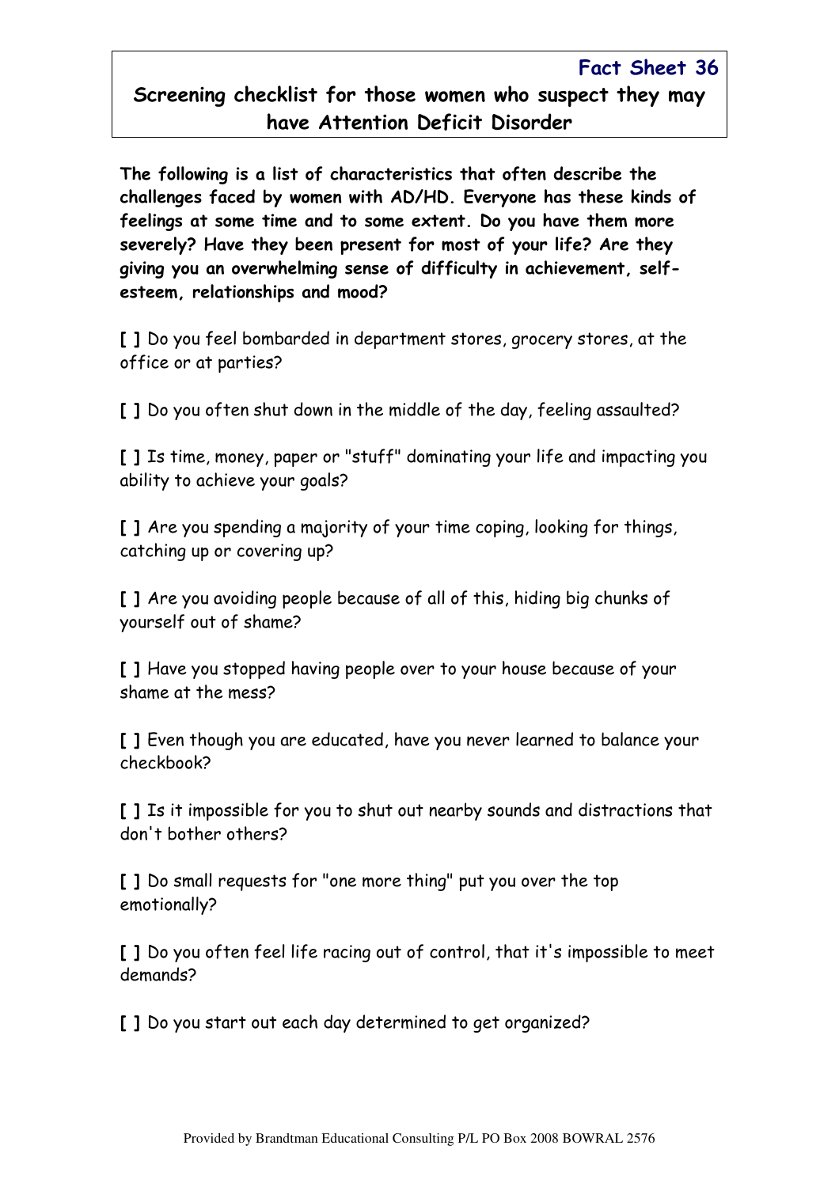Fact Sheet 36

# Screening checklist for those women who suspect they may have Attention Deficit Disorder

**The following is a list of characteristics that often describe the challenges faced by women with AD/HD. Everyone has these kinds of feelings at some time and to some extent. Do you have them more severely? Have they been present for most of your life? Are they giving you an overwhelming sense of difficulty in achievement, self-esteem, relationships and mood?**

**[ ]** Do you feel bombarded in department stores, grocery stores, at the office or at parties?

**[ ]** Do you often shut down in the middle of the day, feeling assaulted?

**[ ]** Is time, money, paper or "stuff" dominating your life and impacting you ability to achieve your goals?

**[ ]** Are you spending a majority of your time coping, looking for things, catching up or covering up?

**[ ]** Are you avoiding people because of all of this, hiding big chunks of yourself out of shame?

**[ ]** Have you stopped having people over to your house because of your shame at the mess?

**[ ]** Even though you are educated, have you never learned to balance your checkbook?

**[ ]** Is it impossible for you to shut out nearby sounds and distractions that don't bother others?

**[ ]** Do small requests for "one more thing" put you over the top emotionally?

**[ ]** Do you often feel life racing out of control, that it's impossible to meet demands?

**[ ]** Do you start out each day determined to get organized?

Provided by Brandtman Educational Consulting P/L PO Box 2008 BOWRAL 2576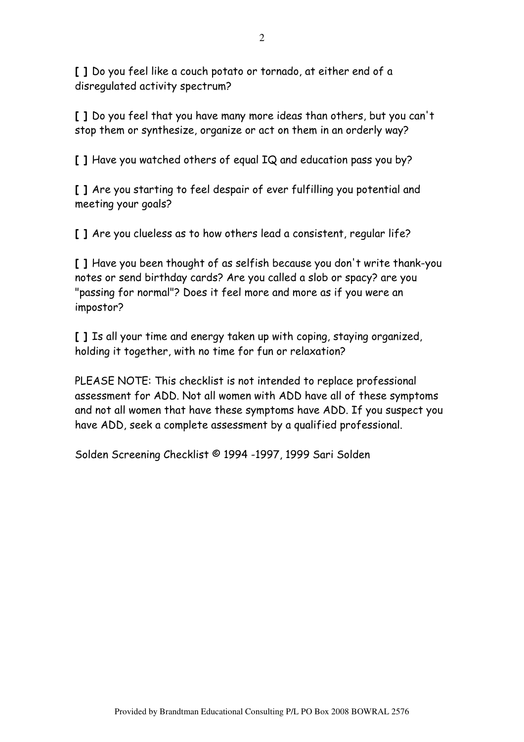**[ ]** Do you feel like a couch potato or tornado, at either end of a disregulated activity spectrum?

**[ ]** Do you feel that you have many more ideas than others, but you can't stop them or synthesize, organize or act on them in an orderly way?

**[ ]** Have you watched others of equal IQ and education pass you by?

**[ ]** Are you starting to feel despair of ever fulfilling you potential and meeting your goals?

**[ ]** Are you clueless as to how others lead a consistent, regular life?

**[ ]** Have you been thought of as selfish because you don't write thank-you notes or send birthday cards? Are you called a slob or spacy? are you "passing for normal"? Does it feel more and more as if you were an impostor?

**[ ]** Is all your time and energy taken up with coping, staying organized, holding it together, with no time for fun or relaxation?

PLEASE NOTE: This checklist is not intended to replace professional assessment for ADD. Not all women with ADD have all of these symptoms and not all women that have these symptoms have ADD. If you suspect you have ADD, seek a complete assessment by a qualified professional.

Solden Screening Checklist © 1994 -1997, 1999 Sari Solden

Provided by Brandtman Educational Consulting P/L PO Box 2008 BOWRAL 2576